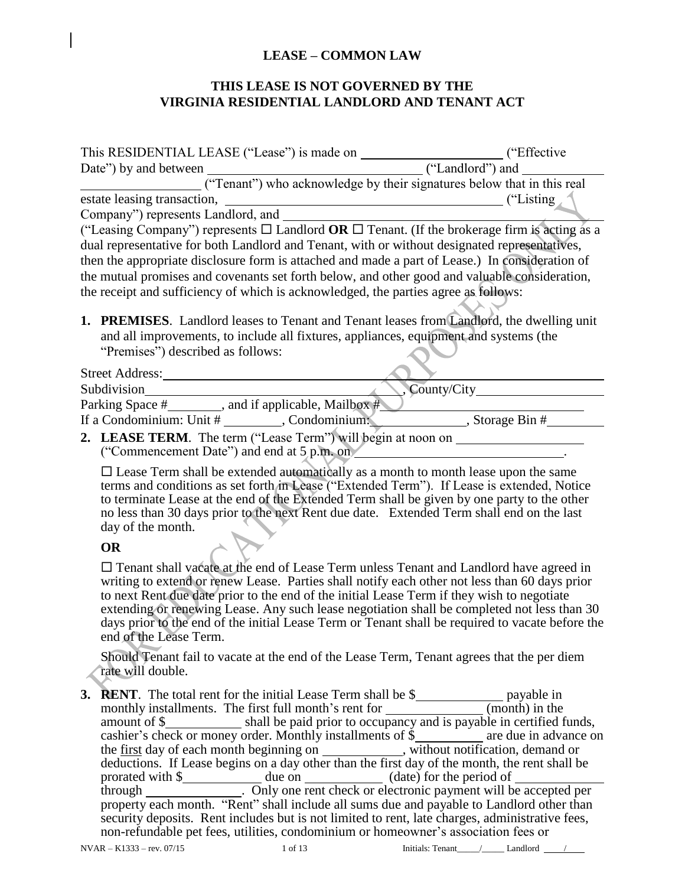# LEASE – COMMON LAW

## THIS LEASE IS NOT GOVERNED BY THE VIRGINIA RESIDENTIAL LANDLORD AND TENANT ACT

This RESIDENTIAL LEASE ("Lease") is made on ____________________ ("Effective Date") by and between ______________________________ ("Landlord") and ______________________________ ("Tenant") who acknowledge by their signatures below that in this real estate leasing transaction, ________________________________________ ("Listing Company") represents Landlord, and ________________________________________ ("Leasing Company") represents ☐ Landlord **OR** ☐ Tenant. (If the brokerage firm is acting as a dual representative for both Landlord and Tenant, with or without designated representatives, then the appropriate disclosure form is attached and made a part of Lease.) In consideration of the mutual promises and covenants set forth below, and other good and valuable consideration, the receipt and sufficiency of which is acknowledged, the parties agree as follows:

1. **PREMISES**. Landlord leases to Tenant and Tenant leases from Landlord, the dwelling unit and all improvements, to include all fixtures, appliances, equipment and systems (the "Premises") described as follows:

Street Address: ____________________________________________________________

Subdivision ____________________________________, County/City ____________________

Parking Space # ________, and if applicable, Mailbox # ____________________________

If a Condominium: Unit # ________, Condominium: ______________, Storage Bin # ________

2. **LEASE TERM**. The term ("Lease Term") will begin at noon on ____________________ ("Commencement Date") and end at 5 p.m. on ______________________________.

   ☐ Lease Term shall be extended automatically as a month to month lease upon the same terms and conditions as set forth in Lease ("Extended Term"). If Lease is extended, Notice to terminate Lease at the end of the Extended Term shall be given by one party to the other no less than 30 days prior to the next Rent due date. Extended Term shall end on the last day of the month.

   **OR**

   ☐ Tenant shall vacate at the end of Lease Term unless Tenant and Landlord have agreed in writing to extend or renew Lease. Parties shall notify each other not less than 60 days prior to next Rent due date prior to the end of the initial Lease Term if they wish to negotiate extending or renewing Lease. Any such lease negotiation shall be completed not less than 30 days prior to the end of the initial Lease Term or Tenant shall be required to vacate before the end of the Lease Term.

   Should Tenant fail to vacate at the end of the Lease Term, Tenant agrees that the per diem rate will double.

3. **RENT**. The total rent for the initial Lease Term shall be $____________ payable in monthly installments. The first full month's rent for ______________ (month) in the amount of $___________ shall be paid prior to occupancy and is payable in certified funds, cashier's check or money order. Monthly installments of $__________ are due in advance on the first day of each month beginning on ___________, without notification, demand or deductions. If Lease begins on a day other than the first day of the month, the rent shall be prorated with $___________ due on ___________ (date) for the period of ____________ through ______________. Only one rent check or electronic payment will be accepted per property each month. "Rent" shall include all sums due and payable to Landlord other than security deposits. Rent includes but is not limited to rent, late charges, administrative fees, non-refundable pet fees, utilities, condominium or homeowner's association fees or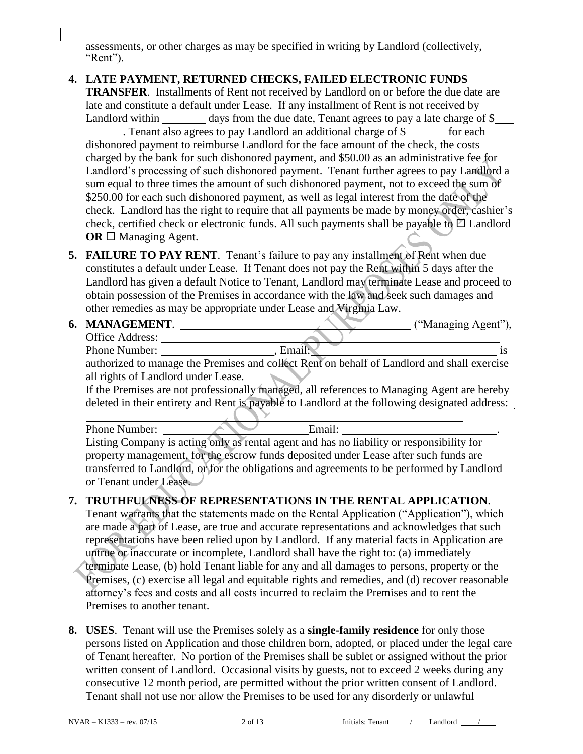assessments, or other charges as may be specified in writing by Landlord (collectively, "Rent").

**4. LATE PAYMENT, RETURNED CHECKS, FAILED ELECTRONIC FUNDS TRANSFER**. Installments of Rent not received by Landlord on or before the due date are late and constitute a default under Lease. If any installment of Rent is not received by Landlord within ________ days from the due date, Tenant agrees to pay a late charge of $________. Tenant also agrees to pay Landlord an additional charge of $_______ for each dishonored payment to reimburse Landlord for the face amount of the check, the costs charged by the bank for such dishonored payment, and $50.00 as an administrative fee for Landlord's processing of such dishonored payment. Tenant further agrees to pay Landlord a sum equal to three times the amount of such dishonored payment, not to exceed the sum of $250.00 for each such dishonored payment, as well as legal interest from the date of the check. Landlord has the right to require that all payments be made by money order, cashier's check, certified check or electronic funds. All such payments shall be payable to ☐ Landlord **OR** ☐ Managing Agent.

**5. FAILURE TO PAY RENT**. Tenant's failure to pay any installment of Rent when due constitutes a default under Lease. If Tenant does not pay the Rent within 5 days after the Landlord has given a default Notice to Tenant, Landlord may terminate Lease and proceed to obtain possession of the Premises in accordance with the law and seek such damages and other remedies as may be appropriate under Lease and Virginia Law.

**6. MANAGEMENT**. ______________________________________ ("Managing Agent"), Office Address: ______________________________________
Phone Number: ____________________, Email: ______________________________ is authorized to manage the Premises and collect Rent on behalf of Landlord and shall exercise all rights of Landlord under Lease.

If the Premises are not professionally managed, all references to Managing Agent are hereby deleted in their entirety and Rent is payable to Landlord at the following designated address:
______________________________________________________________
Phone Number: ________________________ Email: ________________________.

Listing Company is acting only as rental agent and has no liability or responsibility for property management, for the escrow funds deposited under Lease after such funds are transferred to Landlord, or for the obligations and agreements to be performed by Landlord or Tenant under Lease.

**7. TRUTHFULNESS OF REPRESENTATIONS IN THE RENTAL APPLICATION**. Tenant warrants that the statements made on the Rental Application ("Application"), which are made a part of Lease, are true and accurate representations and acknowledges that such representations have been relied upon by Landlord. If any material facts in Application are untrue or inaccurate or incomplete, Landlord shall have the right to: (a) immediately terminate Lease, (b) hold Tenant liable for any and all damages to persons, property or the Premises, (c) exercise all legal and equitable rights and remedies, and (d) recover reasonable attorney's fees and costs and all costs incurred to reclaim the Premises and to rent the Premises to another tenant.

**8. USES**. Tenant will use the Premises solely as a **single-family residence** for only those persons listed on Application and those children born, adopted, or placed under the legal care of Tenant hereafter. No portion of the Premises shall be sublet or assigned without the prior written consent of Landlord. Occasional visits by guests, not to exceed 2 weeks during any consecutive 12 month period, are permitted without the prior written consent of Landlord. Tenant shall not use nor allow the Premises to be used for any disorderly or unlawful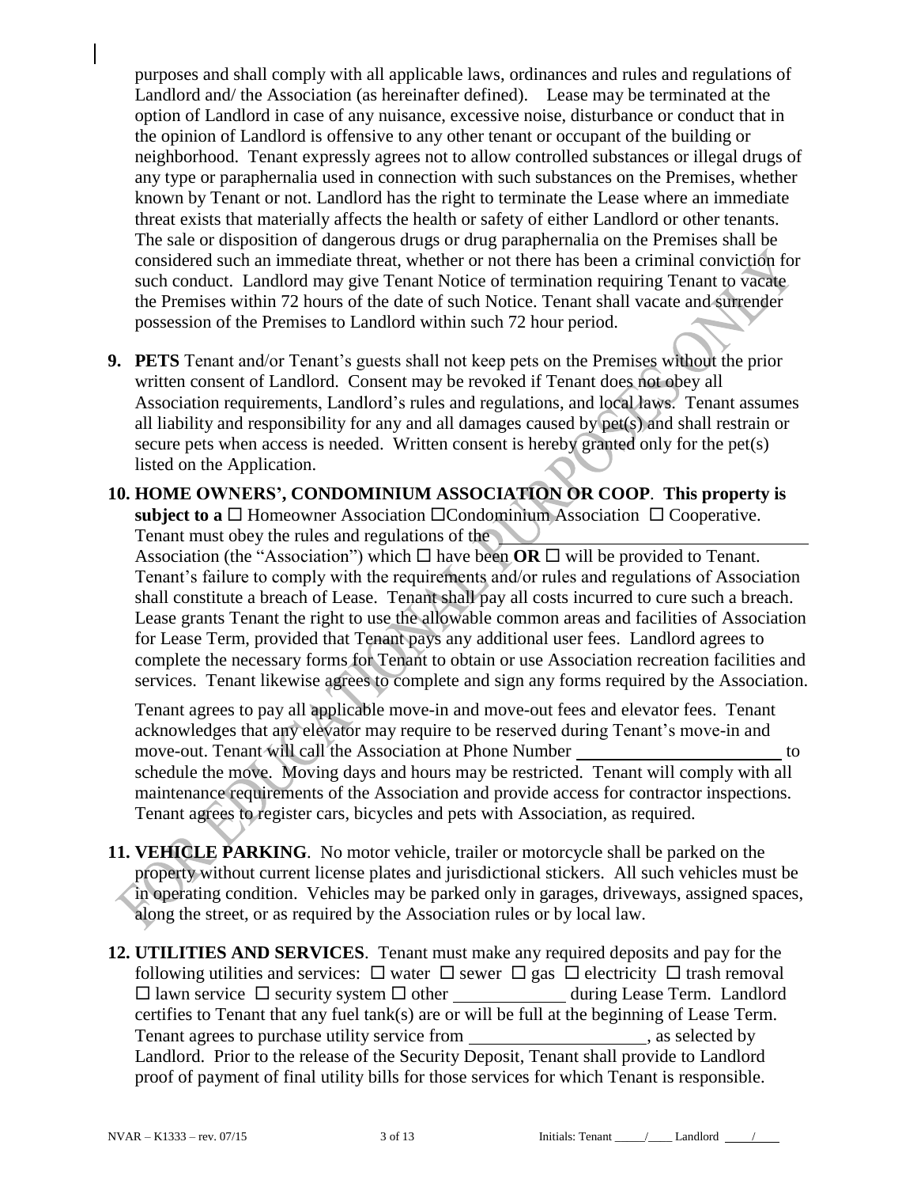purposes and shall comply with all applicable laws, ordinances and rules and regulations of Landlord and/ the Association (as hereinafter defined). Lease may be terminated at the option of Landlord in case of any nuisance, excessive noise, disturbance or conduct that in the opinion of Landlord is offensive to any other tenant or occupant of the building or neighborhood. Tenant expressly agrees not to allow controlled substances or illegal drugs of any type or paraphernalia used in connection with such substances on the Premises, whether known by Tenant or not. Landlord has the right to terminate the Lease where an immediate threat exists that materially affects the health or safety of either Landlord or other tenants. The sale or disposition of dangerous drugs or drug paraphernalia on the Premises shall be considered such an immediate threat, whether or not there has been a criminal conviction for such conduct. Landlord may give Tenant Notice of termination requiring Tenant to vacate the Premises within 72 hours of the date of such Notice. Tenant shall vacate and surrender possession of the Premises to Landlord within such 72 hour period.

9. **PETS** Tenant and/or Tenant's guests shall not keep pets on the Premises without the prior written consent of Landlord. Consent may be revoked if Tenant does not obey all Association requirements, Landlord's rules and regulations, and local laws. Tenant assumes all liability and responsibility for any and all damages caused by pet(s) and shall restrain or secure pets when access is needed. Written consent is hereby granted only for the pet(s) listed on the Application.

10. **HOME OWNERS', CONDOMINIUM ASSOCIATION OR COOP**. **This property is subject to a** ☐ Homeowner Association ☐Condominium Association ☐ Cooperative. Tenant must obey the rules and regulations of the ______________________________ Association (the "Association") which ☐ have been **OR** ☐ will be provided to Tenant. Tenant's failure to comply with the requirements and/or rules and regulations of Association shall constitute a breach of Lease. Tenant shall pay all costs incurred to cure such a breach. Lease grants Tenant the right to use the allowable common areas and facilities of Association for Lease Term, provided that Tenant pays any additional user fees. Landlord agrees to complete the necessary forms for Tenant to obtain or use Association recreation facilities and services. Tenant likewise agrees to complete and sign any forms required by the Association.

    Tenant agrees to pay all applicable move-in and move-out fees and elevator fees. Tenant acknowledges that any elevator may require to be reserved during Tenant's move-in and move-out. Tenant will call the Association at Phone Number ______________________ to schedule the move. Moving days and hours may be restricted. Tenant will comply with all maintenance requirements of the Association and provide access for contractor inspections. Tenant agrees to register cars, bicycles and pets with Association, as required.

11. **VEHICLE PARKING**. No motor vehicle, trailer or motorcycle shall be parked on the property without current license plates and jurisdictional stickers. All such vehicles must be in operating condition. Vehicles may be parked only in garages, driveways, assigned spaces, along the street, or as required by the Association rules or by local law.

12. **UTILITIES AND SERVICES**. Tenant must make any required deposits and pay for the following utilities and services: ☐ water ☐ sewer ☐ gas ☐ electricity ☐ trash removal ☐ lawn service ☐ security system ☐ other ____________ during Lease Term. Landlord certifies to Tenant that any fuel tank(s) are or will be full at the beginning of Lease Term. Tenant agrees to purchase utility service from ____________________, as selected by Landlord. Prior to the release of the Security Deposit, Tenant shall provide to Landlord proof of payment of final utility bills for those services for which Tenant is responsible.

NVAR – K1333 – rev. 07/15 Initials: Tenant _____/____ Landlord ____/____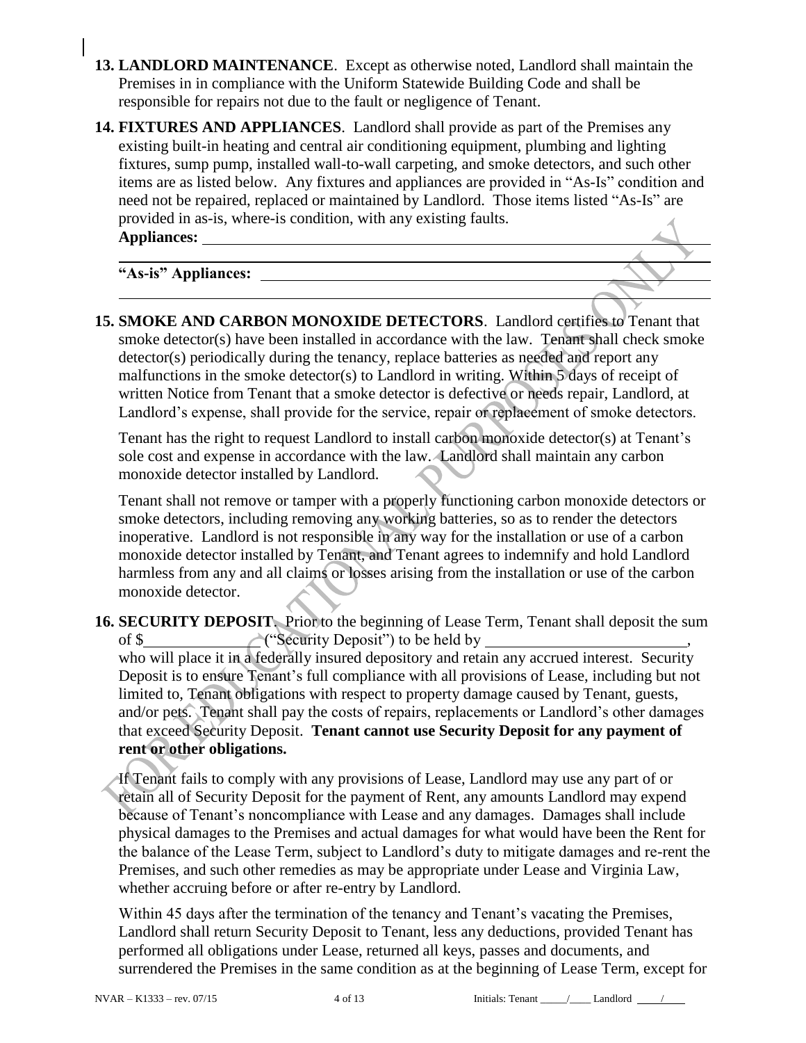**13. LANDLORD MAINTENANCE**. Except as otherwise noted, Landlord shall maintain the Premises in in compliance with the Uniform Statewide Building Code and shall be responsible for repairs not due to the fault or negligence of Tenant.

**14. FIXTURES AND APPLIANCES**. Landlord shall provide as part of the Premises any existing built-in heating and central air conditioning equipment, plumbing and lighting fixtures, sump pump, installed wall-to-wall carpeting, and smoke detectors, and such other items are as listed below. Any fixtures and appliances are provided in "As-Is" condition and need not be repaired, replaced or maintained by Landlord. Those items listed "As-Is" are provided in as-is, where-is condition, with any existing faults.

**Appliances:** ______________________________________________________________

______________________________________________________________

**"As-is" Appliances:** ______________________________________________________________

______________________________________________________________

**15. SMOKE AND CARBON MONOXIDE DETECTORS**. Landlord certifies to Tenant that smoke detector(s) have been installed in accordance with the law. Tenant shall check smoke detector(s) periodically during the tenancy, replace batteries as needed and report any malfunctions in the smoke detector(s) to Landlord in writing. Within 5 days of receipt of written Notice from Tenant that a smoke detector is defective or needs repair, Landlord, at Landlord's expense, shall provide for the service, repair or replacement of smoke detectors.

Tenant has the right to request Landlord to install carbon monoxide detector(s) at Tenant's sole cost and expense in accordance with the law. Landlord shall maintain any carbon monoxide detector installed by Landlord.

Tenant shall not remove or tamper with a properly functioning carbon monoxide detectors or smoke detectors, including removing any working batteries, so as to render the detectors inoperative. Landlord is not responsible in any way for the installation or use of a carbon monoxide detector installed by Tenant, and Tenant agrees to indemnify and hold Landlord harmless from any and all claims or losses arising from the installation or use of the carbon monoxide detector.

**16. SECURITY DEPOSIT**. Prior to the beginning of Lease Term, Tenant shall deposit the sum of $______________ ("Security Deposit") to be held by __________________________, who will place it in a federally insured depository and retain any accrued interest. Security Deposit is to ensure Tenant's full compliance with all provisions of Lease, including but not limited to, Tenant obligations with respect to property damage caused by Tenant, guests, and/or pets. Tenant shall pay the costs of repairs, replacements or Landlord's other damages that exceed Security Deposit. **Tenant cannot use Security Deposit for any payment of rent or other obligations.**

If Tenant fails to comply with any provisions of Lease, Landlord may use any part of or retain all of Security Deposit for the payment of Rent, any amounts Landlord may expend because of Tenant's noncompliance with Lease and any damages. Damages shall include physical damages to the Premises and actual damages for what would have been the Rent for the balance of the Lease Term, subject to Landlord's duty to mitigate damages and re-rent the Premises, and such other remedies as may be appropriate under Lease and Virginia Law, whether accruing before or after re-entry by Landlord.

Within 45 days after the termination of the tenancy and Tenant's vacating the Premises, Landlord shall return Security Deposit to Tenant, less any deductions, provided Tenant has performed all obligations under Lease, returned all keys, passes and documents, and surrendered the Premises in the same condition as at the beginning of Lease Term, except for

NVAR – K1333 – rev. 07/15 Initials: Tenant _____/____ Landlord ____/____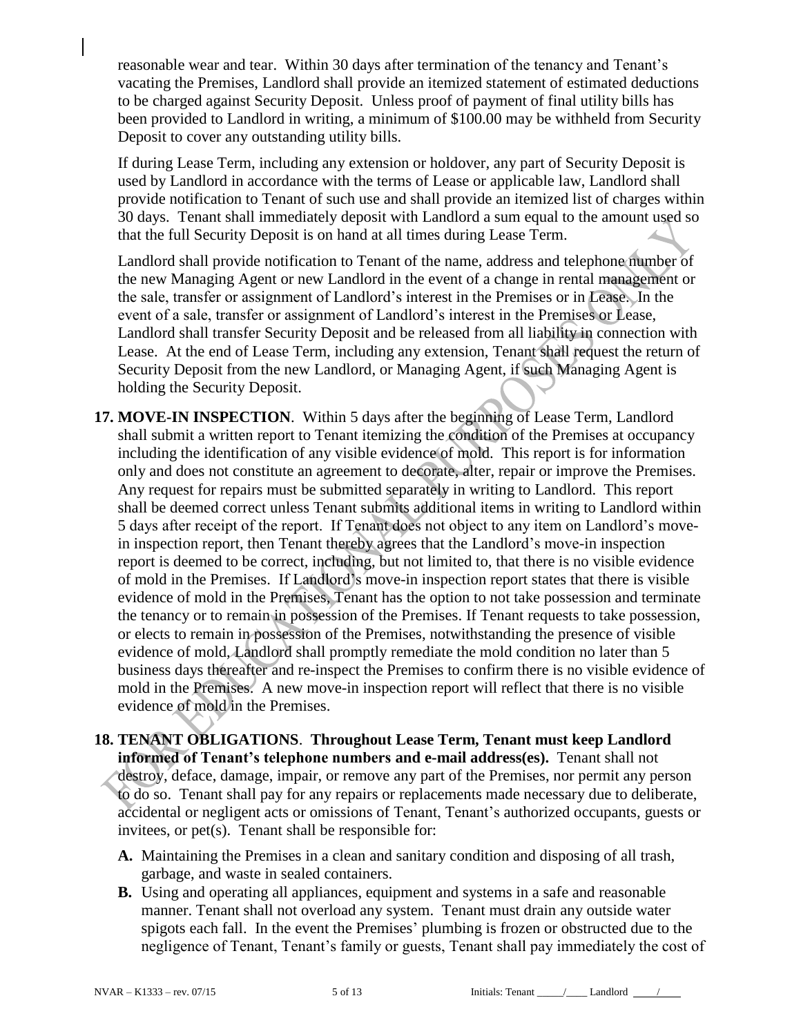reasonable wear and tear. Within 30 days after termination of the tenancy and Tenant's vacating the Premises, Landlord shall provide an itemized statement of estimated deductions to be charged against Security Deposit. Unless proof of payment of final utility bills has been provided to Landlord in writing, a minimum of $100.00 may be withheld from Security Deposit to cover any outstanding utility bills.

If during Lease Term, including any extension or holdover, any part of Security Deposit is used by Landlord in accordance with the terms of Lease or applicable law, Landlord shall provide notification to Tenant of such use and shall provide an itemized list of charges within 30 days. Tenant shall immediately deposit with Landlord a sum equal to the amount used so that the full Security Deposit is on hand at all times during Lease Term.

Landlord shall provide notification to Tenant of the name, address and telephone number of the new Managing Agent or new Landlord in the event of a change in rental management or the sale, transfer or assignment of Landlord's interest in the Premises or in Lease. In the event of a sale, transfer or assignment of Landlord's interest in the Premises or Lease, Landlord shall transfer Security Deposit and be released from all liability in connection with Lease. At the end of Lease Term, including any extension, Tenant shall request the return of Security Deposit from the new Landlord, or Managing Agent, if such Managing Agent is holding the Security Deposit.

**17. MOVE-IN INSPECTION**. Within 5 days after the beginning of Lease Term, Landlord shall submit a written report to Tenant itemizing the condition of the Premises at occupancy including the identification of any visible evidence of mold. This report is for information only and does not constitute an agreement to decorate, alter, repair or improve the Premises. Any request for repairs must be submitted separately in writing to Landlord. This report shall be deemed correct unless Tenant submits additional items in writing to Landlord within 5 days after receipt of the report. If Tenant does not object to any item on Landlord's move-in inspection report, then Tenant thereby agrees that the Landlord's move-in inspection report is deemed to be correct, including, but not limited to, that there is no visible evidence of mold in the Premises. If Landlord's move-in inspection report states that there is visible evidence of mold in the Premises, Tenant has the option to not take possession and terminate the tenancy or to remain in possession of the Premises. If Tenant requests to take possession, or elects to remain in possession of the Premises, notwithstanding the presence of visible evidence of mold, Landlord shall promptly remediate the mold condition no later than 5 business days thereafter and re-inspect the Premises to confirm there is no visible evidence of mold in the Premises. A new move-in inspection report will reflect that there is no visible evidence of mold in the Premises.

**18. TENANT OBLIGATIONS**. **Throughout Lease Term, Tenant must keep Landlord informed of Tenant's telephone numbers and e-mail address(es).** Tenant shall not destroy, deface, damage, impair, or remove any part of the Premises, nor permit any person to do so. Tenant shall pay for any repairs or replacements made necessary due to deliberate, accidental or negligent acts or omissions of Tenant, Tenant's authorized occupants, guests or invitees, or pet(s). Tenant shall be responsible for:

**A.** Maintaining the Premises in a clean and sanitary condition and disposing of all trash, garbage, and waste in sealed containers.

**B.** Using and operating all appliances, equipment and systems in a safe and reasonable manner. Tenant shall not overload any system. Tenant must drain any outside water spigots each fall. In the event the Premises' plumbing is frozen or obstructed due to the negligence of Tenant, Tenant's family or guests, Tenant shall pay immediately the cost of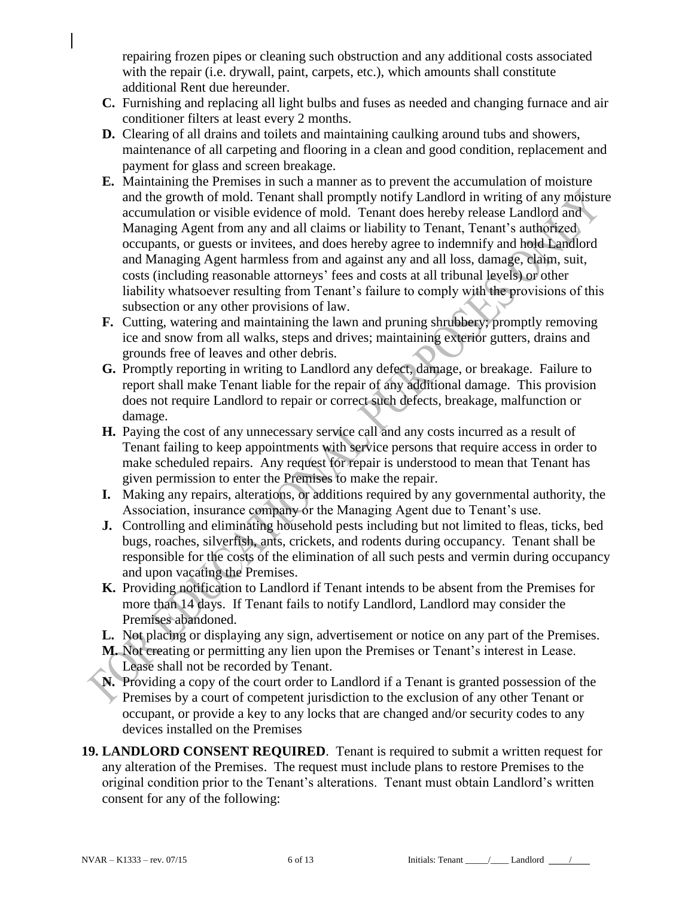repairing frozen pipes or cleaning such obstruction and any additional costs associated with the repair (i.e. drywall, paint, carpets, etc.), which amounts shall constitute additional Rent due hereunder.

**C.** Furnishing and replacing all light bulbs and fuses as needed and changing furnace and air conditioner filters at least every 2 months.

**D.** Clearing of all drains and toilets and maintaining caulking around tubs and showers, maintenance of all carpeting and flooring in a clean and good condition, replacement and payment for glass and screen breakage.

**E.** Maintaining the Premises in such a manner as to prevent the accumulation of moisture and the growth of mold. Tenant shall promptly notify Landlord in writing of any moisture accumulation or visible evidence of mold. Tenant does hereby release Landlord and Managing Agent from any and all claims or liability to Tenant, Tenant's authorized occupants, or guests or invitees, and does hereby agree to indemnify and hold Landlord and Managing Agent harmless from and against any and all loss, damage, claim, suit, costs (including reasonable attorneys' fees and costs at all tribunal levels) or other liability whatsoever resulting from Tenant's failure to comply with the provisions of this subsection or any other provisions of law.

**F.** Cutting, watering and maintaining the lawn and pruning shrubbery; promptly removing ice and snow from all walks, steps and drives; maintaining exterior gutters, drains and grounds free of leaves and other debris.

**G.** Promptly reporting in writing to Landlord any defect, damage, or breakage. Failure to report shall make Tenant liable for the repair of any additional damage. This provision does not require Landlord to repair or correct such defects, breakage, malfunction or damage.

**H.** Paying the cost of any unnecessary service call and any costs incurred as a result of Tenant failing to keep appointments with service persons that require access in order to make scheduled repairs. Any request for repair is understood to mean that Tenant has given permission to enter the Premises to make the repair.

**I.** Making any repairs, alterations, or additions required by any governmental authority, the Association, insurance company or the Managing Agent due to Tenant's use.

**J.** Controlling and eliminating household pests including but not limited to fleas, ticks, bed bugs, roaches, silverfish, ants, crickets, and rodents during occupancy. Tenant shall be responsible for the costs of the elimination of all such pests and vermin during occupancy and upon vacating the Premises.

**K.** Providing notification to Landlord if Tenant intends to be absent from the Premises for more than 14 days. If Tenant fails to notify Landlord, Landlord may consider the Premises abandoned.

**L.** Not placing or displaying any sign, advertisement or notice on any part of the Premises.

**M.** Not creating or permitting any lien upon the Premises or Tenant's interest in Lease. Lease shall not be recorded by Tenant.

**N.** Providing a copy of the court order to Landlord if a Tenant is granted possession of the Premises by a court of competent jurisdiction to the exclusion of any other Tenant or occupant, or provide a key to any locks that are changed and/or security codes to any devices installed on the Premises

**19. LANDLORD CONSENT REQUIRED**. Tenant is required to submit a written request for any alteration of the Premises. The request must include plans to restore Premises to the original condition prior to the Tenant's alterations. Tenant must obtain Landlord's written consent for any of the following:

NVAR – K1333 – rev. 07/15 Initials: Tenant _____/____ Landlord ____/____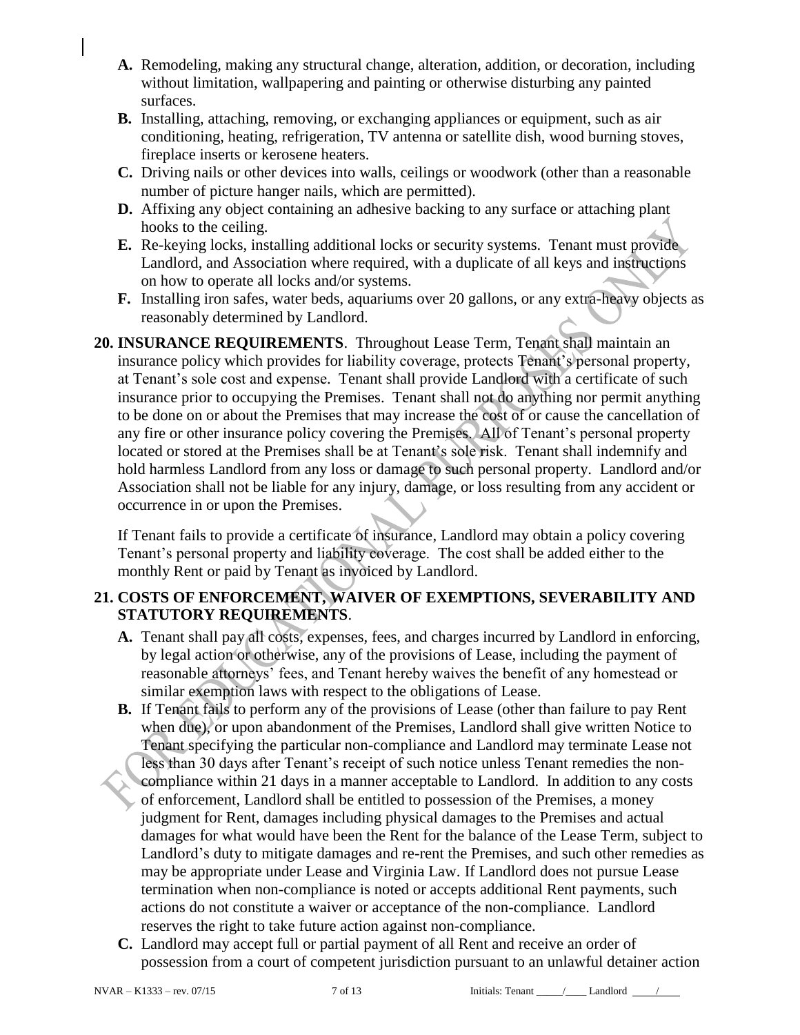- **A.** Remodeling, making any structural change, alteration, addition, or decoration, including without limitation, wallpapering and painting or otherwise disturbing any painted surfaces.
- **B.** Installing, attaching, removing, or exchanging appliances or equipment, such as air conditioning, heating, refrigeration, TV antenna or satellite dish, wood burning stoves, fireplace inserts or kerosene heaters.
- **C.** Driving nails or other devices into walls, ceilings or woodwork (other than a reasonable number of picture hanger nails, which are permitted).
- **D.** Affixing any object containing an adhesive backing to any surface or attaching plant hooks to the ceiling.
- **E.** Re-keying locks, installing additional locks or security systems. Tenant must provide Landlord, and Association where required, with a duplicate of all keys and instructions on how to operate all locks and/or systems.
- **F.** Installing iron safes, water beds, aquariums over 20 gallons, or any extra-heavy objects as reasonably determined by Landlord.

**20. INSURANCE REQUIREMENTS**. Throughout Lease Term, Tenant shall maintain an insurance policy which provides for liability coverage, protects Tenant's personal property, at Tenant's sole cost and expense. Tenant shall provide Landlord with a certificate of such insurance prior to occupying the Premises. Tenant shall not do anything nor permit anything to be done on or about the Premises that may increase the cost of or cause the cancellation of any fire or other insurance policy covering the Premises. All of Tenant's personal property located or stored at the Premises shall be at Tenant's sole risk. Tenant shall indemnify and hold harmless Landlord from any loss or damage to such personal property. Landlord and/or Association shall not be liable for any injury, damage, or loss resulting from any accident or occurrence in or upon the Premises.

If Tenant fails to provide a certificate of insurance, Landlord may obtain a policy covering Tenant's personal property and liability coverage. The cost shall be added either to the monthly Rent or paid by Tenant as invoiced by Landlord.

**21. COSTS OF ENFORCEMENT, WAIVER OF EXEMPTIONS, SEVERABILITY AND STATUTORY REQUIREMENTS**.

- **A.** Tenant shall pay all costs, expenses, fees, and charges incurred by Landlord in enforcing, by legal action or otherwise, any of the provisions of Lease, including the payment of reasonable attorneys' fees, and Tenant hereby waives the benefit of any homestead or similar exemption laws with respect to the obligations of Lease.
- **B.** If Tenant fails to perform any of the provisions of Lease (other than failure to pay Rent when due), or upon abandonment of the Premises, Landlord shall give written Notice to Tenant specifying the particular non-compliance and Landlord may terminate Lease not less than 30 days after Tenant's receipt of such notice unless Tenant remedies the non-compliance within 21 days in a manner acceptable to Landlord. In addition to any costs of enforcement, Landlord shall be entitled to possession of the Premises, a money judgment for Rent, damages including physical damages to the Premises and actual damages for what would have been the Rent for the balance of the Lease Term, subject to Landlord's duty to mitigate damages and re-rent the Premises, and such other remedies as may be appropriate under Lease and Virginia Law. If Landlord does not pursue Lease termination when non-compliance is noted or accepts additional Rent payments, such actions do not constitute a waiver or acceptance of the non-compliance. Landlord reserves the right to take future action against non-compliance.
- **C.** Landlord may accept full or partial payment of all Rent and receive an order of possession from a court of competent jurisdiction pursuant to an unlawful detainer action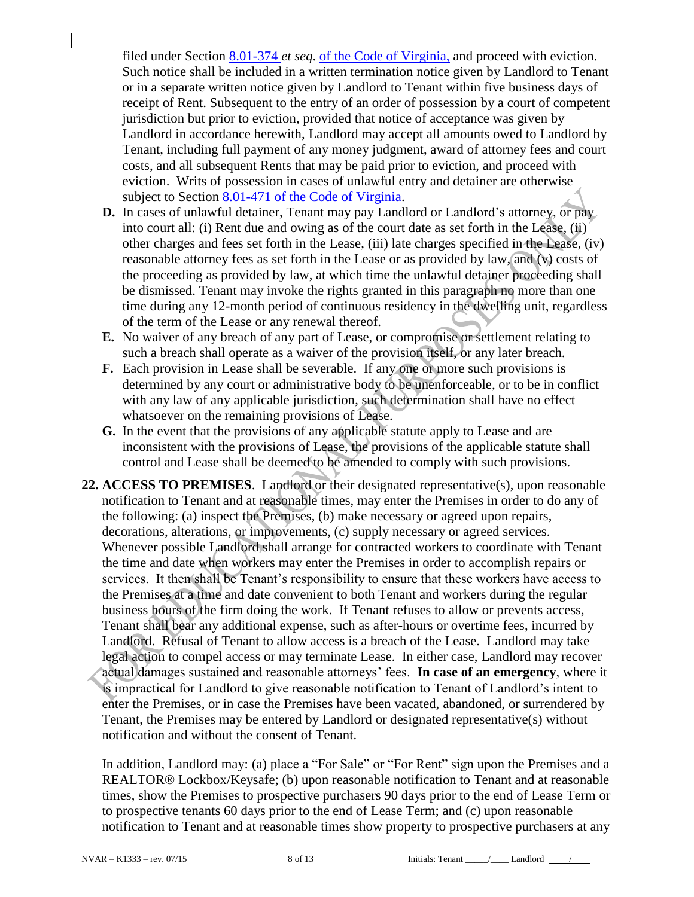filed under Section 8.01-374 *et seq*. of the Code of Virginia, and proceed with eviction. Such notice shall be included in a written termination notice given by Landlord to Tenant or in a separate written notice given by Landlord to Tenant within five business days of receipt of Rent. Subsequent to the entry of an order of possession by a court of competent jurisdiction but prior to eviction, provided that notice of acceptance was given by Landlord in accordance herewith, Landlord may accept all amounts owed to Landlord by Tenant, including full payment of any money judgment, award of attorney fees and court costs, and all subsequent Rents that may be paid prior to eviction, and proceed with eviction. Writs of possession in cases of unlawful entry and detainer are otherwise subject to Section 8.01-471 of the Code of Virginia.

**D.** In cases of unlawful detainer, Tenant may pay Landlord or Landlord's attorney, or pay into court all: (i) Rent due and owing as of the court date as set forth in the Lease, (ii) other charges and fees set forth in the Lease, (iii) late charges specified in the Lease, (iv) reasonable attorney fees as set forth in the Lease or as provided by law, and (v) costs of the proceeding as provided by law, at which time the unlawful detainer proceeding shall be dismissed. Tenant may invoke the rights granted in this paragraph no more than one time during any 12-month period of continuous residency in the dwelling unit, regardless of the term of the Lease or any renewal thereof.

**E.** No waiver of any breach of any part of Lease, or compromise or settlement relating to such a breach shall operate as a waiver of the provision itself, or any later breach.

**F.** Each provision in Lease shall be severable. If any one or more such provisions is determined by any court or administrative body to be unenforceable, or to be in conflict with any law of any applicable jurisdiction, such determination shall have no effect whatsoever on the remaining provisions of Lease.

**G.** In the event that the provisions of any applicable statute apply to Lease and are inconsistent with the provisions of Lease, the provisions of the applicable statute shall control and Lease shall be deemed to be amended to comply with such provisions.

**22. ACCESS TO PREMISES**. Landlord or their designated representative(s), upon reasonable notification to Tenant and at reasonable times, may enter the Premises in order to do any of the following: (a) inspect the Premises, (b) make necessary or agreed upon repairs, decorations, alterations, or improvements, (c) supply necessary or agreed services. Whenever possible Landlord shall arrange for contracted workers to coordinate with Tenant the time and date when workers may enter the Premises in order to accomplish repairs or services. It then shall be Tenant's responsibility to ensure that these workers have access to the Premises at a time and date convenient to both Tenant and workers during the regular business hours of the firm doing the work. If Tenant refuses to allow or prevents access, Tenant shall bear any additional expense, such as after-hours or overtime fees, incurred by Landlord. Refusal of Tenant to allow access is a breach of the Lease. Landlord may take legal action to compel access or may terminate Lease. In either case, Landlord may recover actual damages sustained and reasonable attorneys' fees. **In case of an emergency**, where it is impractical for Landlord to give reasonable notification to Tenant of Landlord's intent to enter the Premises, or in case the Premises have been vacated, abandoned, or surrendered by Tenant, the Premises may be entered by Landlord or designated representative(s) without notification and without the consent of Tenant.

In addition, Landlord may: (a) place a "For Sale" or "For Rent" sign upon the Premises and a REALTOR® Lockbox/Keysafe; (b) upon reasonable notification to Tenant and at reasonable times, show the Premises to prospective purchasers 90 days prior to the end of Lease Term or to prospective tenants 60 days prior to the end of Lease Term; and (c) upon reasonable notification to Tenant and at reasonable times show property to prospective purchasers at any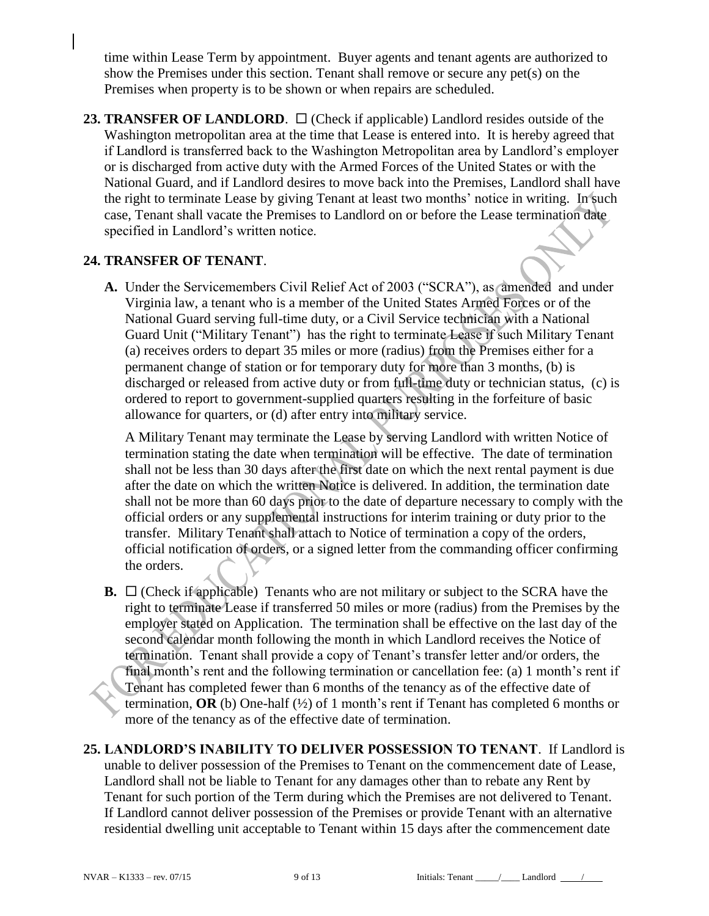time within Lease Term by appointment. Buyer agents and tenant agents are authorized to show the Premises under this section. Tenant shall remove or secure any pet(s) on the Premises when property is to be shown or when repairs are scheduled.

**23. TRANSFER OF LANDLORD**. ☐ (Check if applicable) Landlord resides outside of the Washington metropolitan area at the time that Lease is entered into. It is hereby agreed that if Landlord is transferred back to the Washington Metropolitan area by Landlord's employer or is discharged from active duty with the Armed Forces of the United States or with the National Guard, and if Landlord desires to move back into the Premises, Landlord shall have the right to terminate Lease by giving Tenant at least two months' notice in writing. In such case, Tenant shall vacate the Premises to Landlord on or before the Lease termination date specified in Landlord's written notice.

**24. TRANSFER OF TENANT**.

**A.** Under the Servicemembers Civil Relief Act of 2003 ("SCRA"), as amended and under Virginia law, a tenant who is a member of the United States Armed Forces or of the National Guard serving full-time duty, or a Civil Service technician with a National Guard Unit ("Military Tenant") has the right to terminate Lease if such Military Tenant (a) receives orders to depart 35 miles or more (radius) from the Premises either for a permanent change of station or for temporary duty for more than 3 months, (b) is discharged or released from active duty or from full-time duty or technician status, (c) is ordered to report to government-supplied quarters resulting in the forfeiture of basic allowance for quarters, or (d) after entry into military service.

A Military Tenant may terminate the Lease by serving Landlord with written Notice of termination stating the date when termination will be effective. The date of termination shall not be less than 30 days after the first date on which the next rental payment is due after the date on which the written Notice is delivered. In addition, the termination date shall not be more than 60 days prior to the date of departure necessary to comply with the official orders or any supplemental instructions for interim training or duty prior to the transfer. Military Tenant shall attach to Notice of termination a copy of the orders, official notification of orders, or a signed letter from the commanding officer confirming the orders.

**B.** ☐ (Check if applicable) Tenants who are not military or subject to the SCRA have the right to terminate Lease if transferred 50 miles or more (radius) from the Premises by the employer stated on Application. The termination shall be effective on the last day of the second calendar month following the month in which Landlord receives the Notice of termination. Tenant shall provide a copy of Tenant's transfer letter and/or orders, the final month's rent and the following termination or cancellation fee: (a) 1 month's rent if Tenant has completed fewer than 6 months of the tenancy as of the effective date of termination, **OR** (b) One-half (½) of 1 month's rent if Tenant has completed 6 months or more of the tenancy as of the effective date of termination.

**25. LANDLORD'S INABILITY TO DELIVER POSSESSION TO TENANT**. If Landlord is unable to deliver possession of the Premises to Tenant on the commencement date of Lease, Landlord shall not be liable to Tenant for any damages other than to rebate any Rent by Tenant for such portion of the Term during which the Premises are not delivered to Tenant. If Landlord cannot deliver possession of the Premises or provide Tenant with an alternative residential dwelling unit acceptable to Tenant within 15 days after the commencement date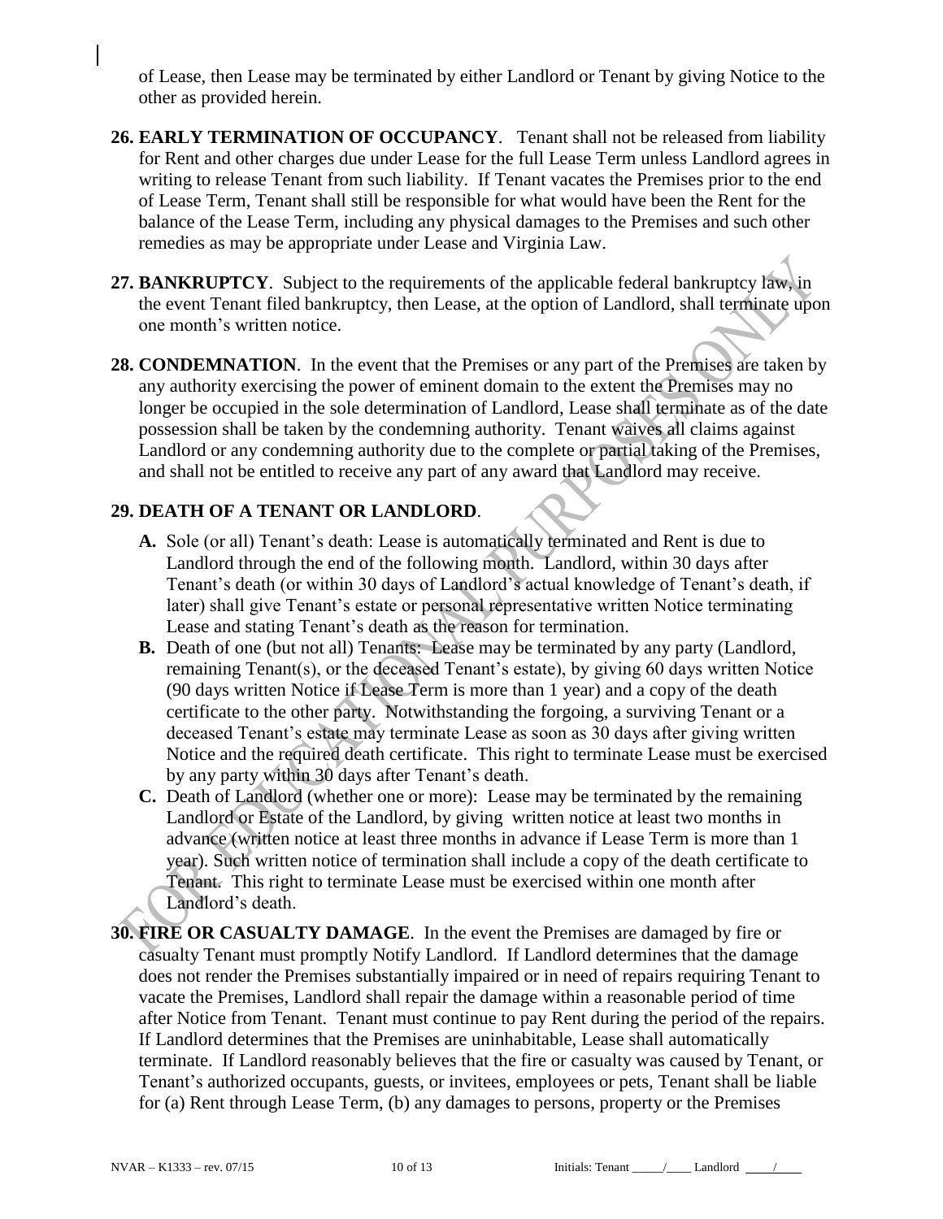of Lease, then Lease may be terminated by either Landlord or Tenant by giving Notice to the other as provided herein.

**26. EARLY TERMINATION OF OCCUPANCY**. Tenant shall not be released from liability for Rent and other charges due under Lease for the full Lease Term unless Landlord agrees in writing to release Tenant from such liability. If Tenant vacates the Premises prior to the end of Lease Term, Tenant shall still be responsible for what would have been the Rent for the balance of the Lease Term, including any physical damages to the Premises and such other remedies as may be appropriate under Lease and Virginia Law.

**27. BANKRUPTCY**. Subject to the requirements of the applicable federal bankruptcy law, in the event Tenant filed bankruptcy, then Lease, at the option of Landlord, shall terminate upon one month's written notice.

**28. CONDEMNATION**. In the event that the Premises or any part of the Premises are taken by any authority exercising the power of eminent domain to the extent the Premises may no longer be occupied in the sole determination of Landlord, Lease shall terminate as of the date possession shall be taken by the condemning authority. Tenant waives all claims against Landlord or any condemning authority due to the complete or partial taking of the Premises, and shall not be entitled to receive any part of any award that Landlord may receive.

**29. DEATH OF A TENANT OR LANDLORD**.

**A.** Sole (or all) Tenant's death: Lease is automatically terminated and Rent is due to Landlord through the end of the following month. Landlord, within 30 days after Tenant's death (or within 30 days of Landlord's actual knowledge of Tenant's death, if later) shall give Tenant's estate or personal representative written Notice terminating Lease and stating Tenant's death as the reason for termination.

**B.** Death of one (but not all) Tenants: Lease may be terminated by any party (Landlord, remaining Tenant(s), or the deceased Tenant's estate), by giving 60 days written Notice (90 days written Notice if Lease Term is more than 1 year) and a copy of the death certificate to the other party. Notwithstanding the forgoing, a surviving Tenant or a deceased Tenant's estate may terminate Lease as soon as 30 days after giving written Notice and the required death certificate. This right to terminate Lease must be exercised by any party within 30 days after Tenant's death.

**C.** Death of Landlord (whether one or more): Lease may be terminated by the remaining Landlord or Estate of the Landlord, by giving written notice at least two months in advance (written notice at least three months in advance if Lease Term is more than 1 year). Such written notice of termination shall include a copy of the death certificate to Tenant. This right to terminate Lease must be exercised within one month after Landlord's death.

**30. FIRE OR CASUALTY DAMAGE**. In the event the Premises are damaged by fire or casualty Tenant must promptly Notify Landlord. If Landlord determines that the damage does not render the Premises substantially impaired or in need of repairs requiring Tenant to vacate the Premises, Landlord shall repair the damage within a reasonable period of time after Notice from Tenant. Tenant must continue to pay Rent during the period of the repairs. If Landlord determines that the Premises are uninhabitable, Lease shall automatically terminate. If Landlord reasonably believes that the fire or casualty was caused by Tenant, or Tenant's authorized occupants, guests, or invitees, employees or pets, Tenant shall be liable for (a) Rent through Lease Term, (b) any damages to persons, property or the Premises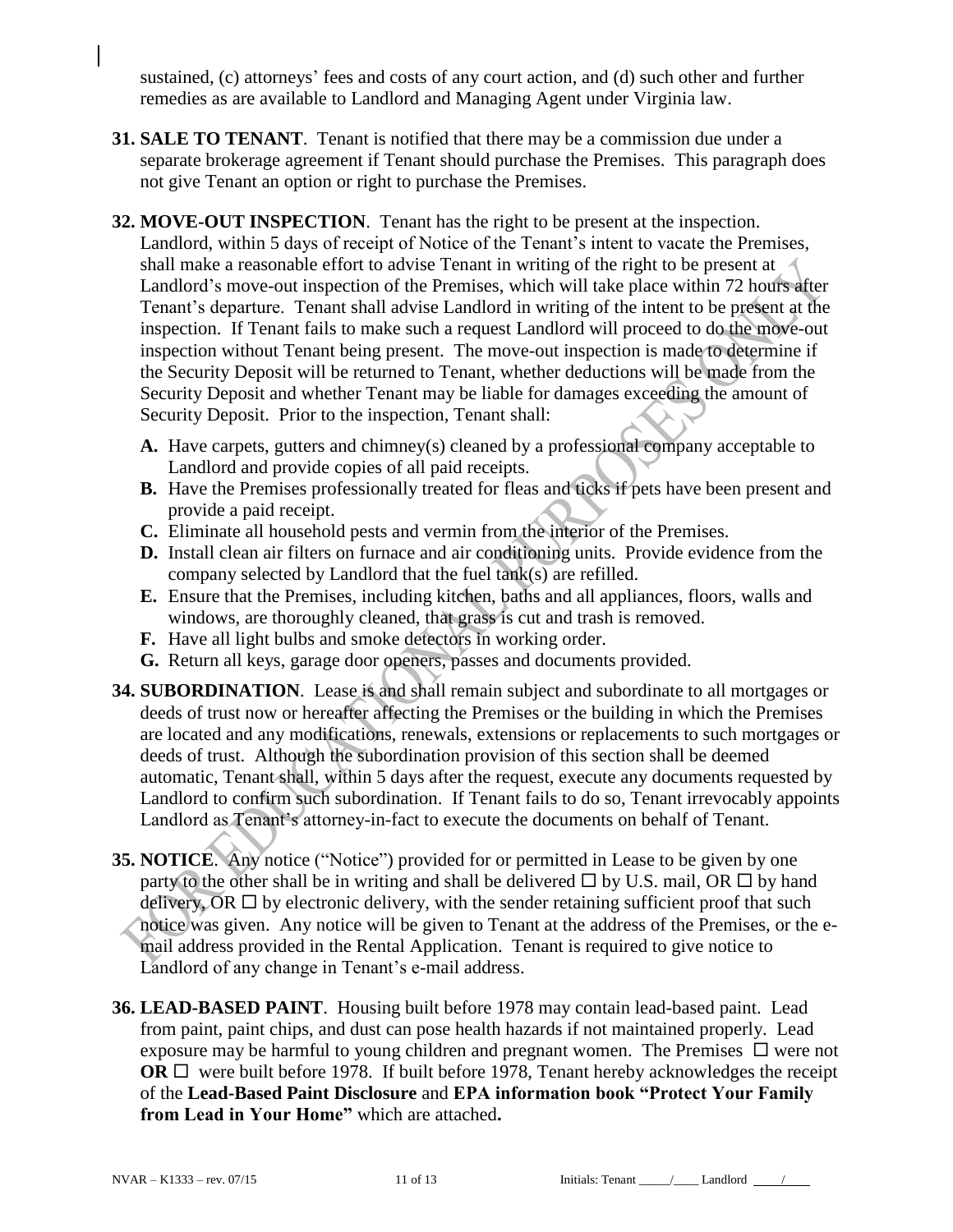sustained, (c) attorneys' fees and costs of any court action, and (d) such other and further remedies as are available to Landlord and Managing Agent under Virginia law.

**31. SALE TO TENANT**. Tenant is notified that there may be a commission due under a separate brokerage agreement if Tenant should purchase the Premises. This paragraph does not give Tenant an option or right to purchase the Premises.

**32. MOVE-OUT INSPECTION**. Tenant has the right to be present at the inspection. Landlord, within 5 days of receipt of Notice of the Tenant's intent to vacate the Premises, shall make a reasonable effort to advise Tenant in writing of the right to be present at Landlord's move-out inspection of the Premises, which will take place within 72 hours after Tenant's departure. Tenant shall advise Landlord in writing of the intent to be present at the inspection. If Tenant fails to make such a request Landlord will proceed to do the move-out inspection without Tenant being present. The move-out inspection is made to determine if the Security Deposit will be returned to Tenant, whether deductions will be made from the Security Deposit and whether Tenant may be liable for damages exceeding the amount of Security Deposit. Prior to the inspection, Tenant shall:

- **A.** Have carpets, gutters and chimney(s) cleaned by a professional company acceptable to Landlord and provide copies of all paid receipts.
- **B.** Have the Premises professionally treated for fleas and ticks if pets have been present and provide a paid receipt.
- **C.** Eliminate all household pests and vermin from the interior of the Premises.
- **D.** Install clean air filters on furnace and air conditioning units. Provide evidence from the company selected by Landlord that the fuel tank(s) are refilled.
- **E.** Ensure that the Premises, including kitchen, baths and all appliances, floors, walls and windows, are thoroughly cleaned, that grass is cut and trash is removed.
- **F.** Have all light bulbs and smoke detectors in working order.
- **G.** Return all keys, garage door openers, passes and documents provided.

**34. SUBORDINATION**. Lease is and shall remain subject and subordinate to all mortgages or deeds of trust now or hereafter affecting the Premises or the building in which the Premises are located and any modifications, renewals, extensions or replacements to such mortgages or deeds of trust. Although the subordination provision of this section shall be deemed automatic, Tenant shall, within 5 days after the request, execute any documents requested by Landlord to confirm such subordination. If Tenant fails to do so, Tenant irrevocably appoints Landlord as Tenant's attorney-in-fact to execute the documents on behalf of Tenant.

**35. NOTICE**. Any notice ("Notice") provided for or permitted in Lease to be given by one party to the other shall be in writing and shall be delivered ☐ by U.S. mail, OR ☐ by hand delivery, OR ☐ by electronic delivery, with the sender retaining sufficient proof that such notice was given. Any notice will be given to Tenant at the address of the Premises, or the e-mail address provided in the Rental Application. Tenant is required to give notice to Landlord of any change in Tenant's e-mail address.

**36. LEAD-BASED PAINT**. Housing built before 1978 may contain lead-based paint. Lead from paint, paint chips, and dust can pose health hazards if not maintained properly. Lead exposure may be harmful to young children and pregnant women. The Premises ☐ were not **OR** ☐ were built before 1978. If built before 1978, Tenant hereby acknowledges the receipt of the **Lead-Based Paint Disclosure** and **EPA information book "Protect Your Family from Lead in Your Home"** which are attached**.**

Initials: Tenant _____/____ Landlord ____/____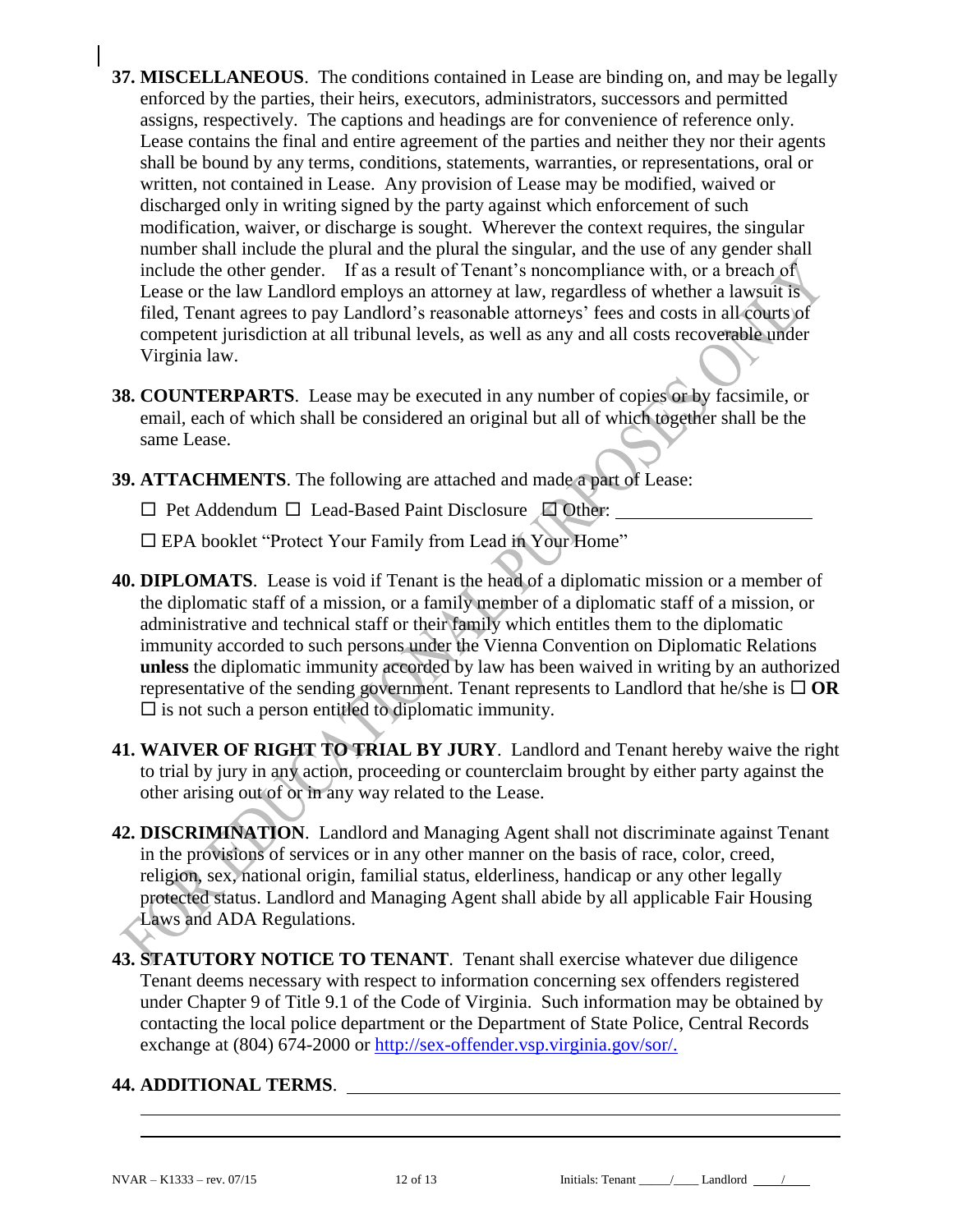**37. MISCELLANEOUS**. The conditions contained in Lease are binding on, and may be legally enforced by the parties, their heirs, executors, administrators, successors and permitted assigns, respectively. The captions and headings are for convenience of reference only. Lease contains the final and entire agreement of the parties and neither they nor their agents shall be bound by any terms, conditions, statements, warranties, or representations, oral or written, not contained in Lease. Any provision of Lease may be modified, waived or discharged only in writing signed by the party against which enforcement of such modification, waiver, or discharge is sought. Wherever the context requires, the singular number shall include the plural and the plural the singular, and the use of any gender shall include the other gender. If as a result of Tenant's noncompliance with, or a breach of Lease or the law Landlord employs an attorney at law, regardless of whether a lawsuit is filed, Tenant agrees to pay Landlord's reasonable attorneys' fees and costs in all courts of competent jurisdiction at all tribunal levels, as well as any and all costs recoverable under Virginia law.

**38. COUNTERPARTS**. Lease may be executed in any number of copies or by facsimile, or email, each of which shall be considered an original but all of which together shall be the same Lease.

**39. ATTACHMENTS**. The following are attached and made a part of Lease:

☐ Pet Addendum ☐ Lead-Based Paint Disclosure ☐ Other: ____________________

☐ EPA booklet "Protect Your Family from Lead in Your Home"

**40. DIPLOMATS**. Lease is void if Tenant is the head of a diplomatic mission or a member of the diplomatic staff of a mission, or a family member of a diplomatic staff of a mission, or administrative and technical staff or their family which entitles them to the diplomatic immunity accorded to such persons under the Vienna Convention on Diplomatic Relations **unless** the diplomatic immunity accorded by law has been waived in writing by an authorized representative of the sending government. Tenant represents to Landlord that he/she is ☐ **OR** ☐ is not such a person entitled to diplomatic immunity.

**41. WAIVER OF RIGHT TO TRIAL BY JURY**. Landlord and Tenant hereby waive the right to trial by jury in any action, proceeding or counterclaim brought by either party against the other arising out of or in any way related to the Lease.

**42. DISCRIMINATION**. Landlord and Managing Agent shall not discriminate against Tenant in the provisions of services or in any other manner on the basis of race, color, creed, religion, sex, national origin, familial status, elderliness, handicap or any other legally protected status. Landlord and Managing Agent shall abide by all applicable Fair Housing Laws and ADA Regulations.

**43. STATUTORY NOTICE TO TENANT**. Tenant shall exercise whatever due diligence Tenant deems necessary with respect to information concerning sex offenders registered under Chapter 9 of Title 9.1 of the Code of Virginia. Such information may be obtained by contacting the local police department or the Department of State Police, Central Records exchange at (804) 674-2000 or [http://sex-offender.vsp.virginia.gov/sor/.](http://sex-offender.vsp.virginia.gov/sor/)

**44. ADDITIONAL TERMS**. ____________________________________________

____________________________________________________________________

____________________________________________________________________

NVAR – K1333 – rev. 07/15 Initials: Tenant _____/____ Landlord _____/____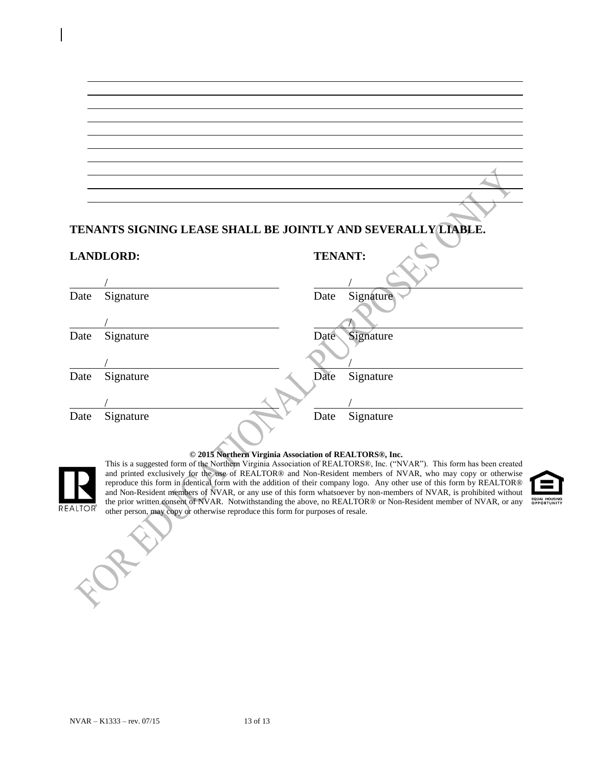**TENANTS SIGNING LEASE SHALL BE JOINTLY AND SEVERALLY LIABLE.**

| **LANDLORD:** | | **TENANT:** | |
|---|---|---|---|
| Date | / Signature | Date | / Signature |
| Date | / Signature | Date | / Signature |
| Date | / Signature | Date | / Signature |
| Date | / Signature | Date | / Signature |

**© 2015 Northern Virginia Association of REALTORS®, Inc.**

This is a suggested form of the Northern Virginia Association of REALTORS®, Inc. ("NVAR"). This form has been created and printed exclusively for the use of REALTOR® and Non-Resident members of NVAR, who may copy or otherwise reproduce this form in identical form with the addition of their company logo. Any other use of this form by REALTOR® and Non-Resident members of NVAR, or any use of this form whatsoever by non-members of NVAR, is prohibited without the prior written consent of NVAR. Notwithstanding the above, no REALTOR® or Non-Resident member of NVAR, or any other person, may copy or otherwise reproduce this form for purposes of resale.

NVAR – K1333 – rev. 07/15